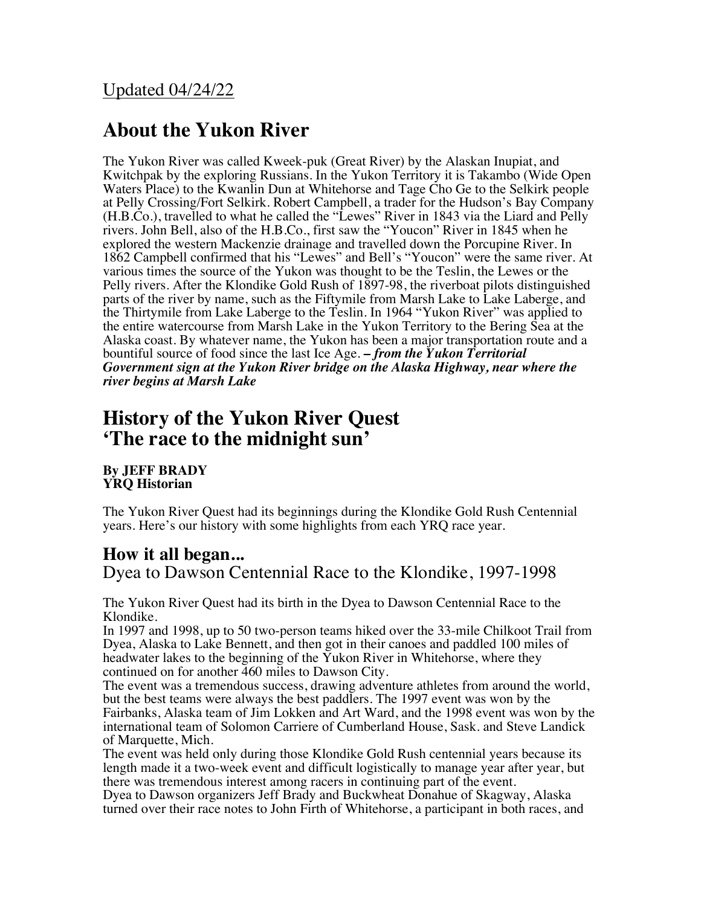Updated 04/24/22

# About the Yukon River

The Yukon River was called Kweek-puk (Great River) by the Alaskan Inupiat, and Kwitchpak by the exploring Russians. In the Yukon Territory it is Takambo (Wide Open Waters Place) to the Kwanlin Dun at Whitehorse and Tage Cho Ge to the Selkirk people at Pelly Crossing/Fort Selkirk. Robert Campbell, a trader for the Hudson's Bay Company (H.B.Co.), travelled to what he called the "Lewes" River in 1843 via the Liard and Pelly rivers. John Bell, also of the H.B.Co., first saw the "Youcon" River in 1845 when he explored the western Mackenzie drainage and travelled down the Porcupine River. In 1862 Campbell confirmed that his "Lewes" and Bell's "Youcon" were the same river. At various times the source of the Yukon was thought to be the Teslin, the Lewes or the Pelly rivers. After the Klondike Gold Rush of 1897-98, the riverboat pilots distinguished parts of the river by name, such as the Fiftymile from Marsh Lake to Lake Laberge, and the Thirtymile from Lake Laberge to the Teslin. In 1964 "Yukon River" was applied to the entire watercourse from Marsh Lake in the Yukon Territory to the Bering Sea at the Alaska coast. By whatever name, the Yukon has been a major transportation route and a bountiful source of food since the last Ice Age. ***– from the Yukon Territorial Government sign at the Yukon River bridge on the Alaska Highway, near where the river begins at Marsh Lake***

# History of the Yukon River Quest
# 'The race to the midnight sun'

**By JEFF BRADY**
**YRQ Historian**

The Yukon River Quest had its beginnings during the Klondike Gold Rush Centennial years. Here's our history with some highlights from each YRQ race year.

## How it all began...

Dyea to Dawson Centennial Race to the Klondike, 1997-1998

The Yukon River Quest had its birth in the Dyea to Dawson Centennial Race to the Klondike.

In 1997 and 1998, up to 50 two-person teams hiked over the 33-mile Chilkoot Trail from Dyea, Alaska to Lake Bennett, and then got in their canoes and paddled 100 miles of headwater lakes to the beginning of the Yukon River in Whitehorse, where they continued on for another 460 miles to Dawson City.

The event was a tremendous success, drawing adventure athletes from around the world, but the best teams were always the best paddlers. The 1997 event was won by the Fairbanks, Alaska team of Jim Lokken and Art Ward, and the 1998 event was won by the international team of Solomon Carriere of Cumberland House, Sask. and Steve Landick of Marquette, Mich.

The event was held only during those Klondike Gold Rush centennial years because its length made it a two-week event and difficult logistically to manage year after year, but there was tremendous interest among racers in continuing part of the event.

Dyea to Dawson organizers Jeff Brady and Buckwheat Donahue of Skagway, Alaska turned over their race notes to John Firth of Whitehorse, a participant in both races, and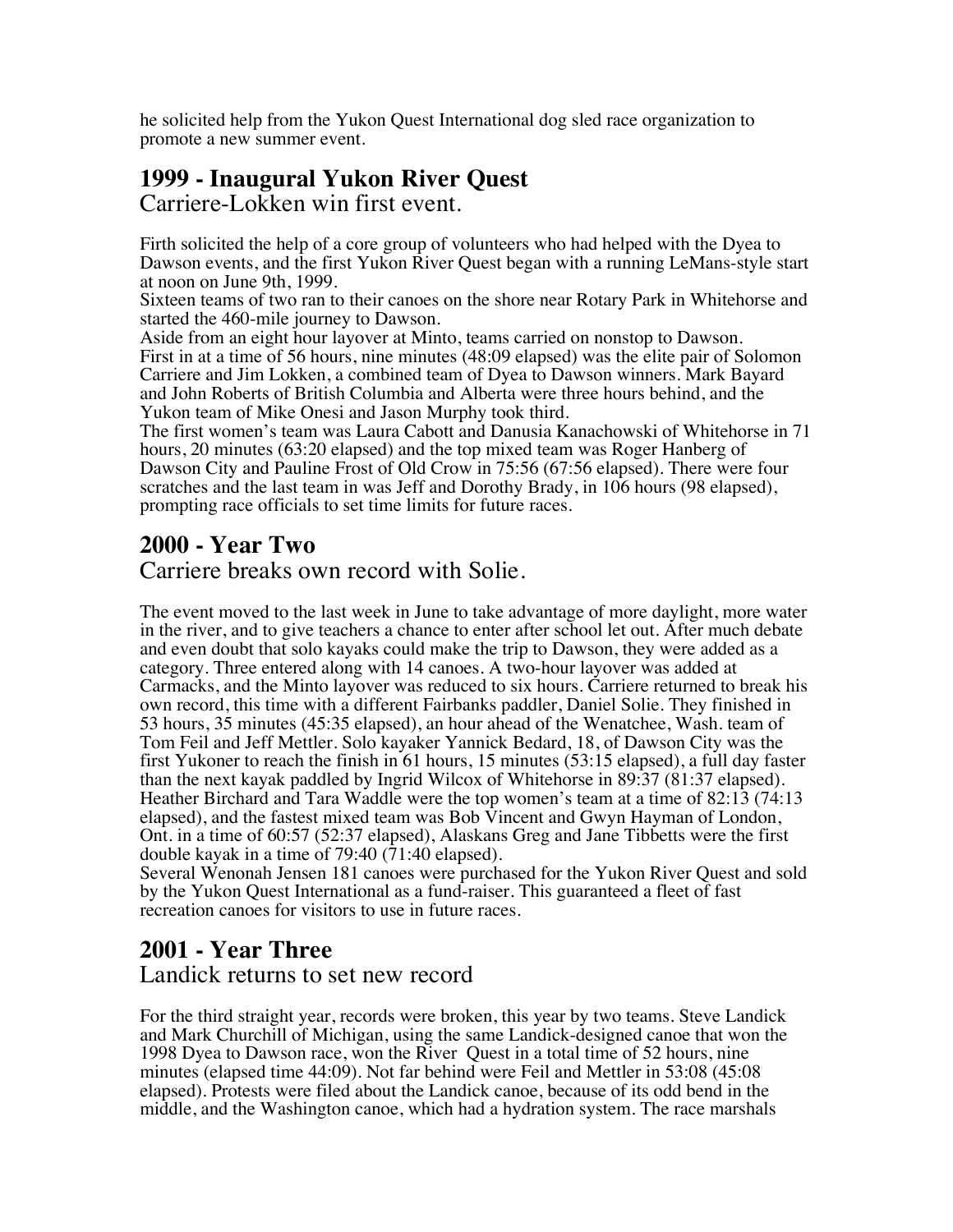he solicited help from the Yukon Quest International dog sled race organization to promote a new summer event.

## 1999 - Inaugural Yukon River Quest

Carriere-Lokken win first event.

Firth solicited the help of a core group of volunteers who had helped with the Dyea to Dawson events, and the first Yukon River Quest began with a running LeMans-style start at noon on June 9th, 1999.

Sixteen teams of two ran to their canoes on the shore near Rotary Park in Whitehorse and started the 460-mile journey to Dawson.

Aside from an eight hour layover at Minto, teams carried on nonstop to Dawson.

First in at a time of 56 hours, nine minutes (48:09 elapsed) was the elite pair of Solomon Carriere and Jim Lokken, a combined team of Dyea to Dawson winners. Mark Bayard and John Roberts of British Columbia and Alberta were three hours behind, and the Yukon team of Mike Onesi and Jason Murphy took third.

The first women's team was Laura Cabott and Danusia Kanachowski of Whitehorse in 71 hours, 20 minutes (63:20 elapsed) and the top mixed team was Roger Hanberg of Dawson City and Pauline Frost of Old Crow in 75:56 (67:56 elapsed). There were four scratches and the last team in was Jeff and Dorothy Brady, in 106 hours (98 elapsed), prompting race officials to set time limits for future races.

## 2000 - Year Two

Carriere breaks own record with Solie.

The event moved to the last week in June to take advantage of more daylight, more water in the river, and to give teachers a chance to enter after school let out. After much debate and even doubt that solo kayaks could make the trip to Dawson, they were added as a category. Three entered along with 14 canoes. A two-hour layover was added at Carmacks, and the Minto layover was reduced to six hours. Carriere returned to break his own record, this time with a different Fairbanks paddler, Daniel Solie. They finished in 53 hours, 35 minutes (45:35 elapsed), an hour ahead of the Wenatchee, Wash. team of Tom Feil and Jeff Mettler. Solo kayaker Yannick Bedard, 18, of Dawson City was the first Yukoner to reach the finish in 61 hours, 15 minutes (53:15 elapsed), a full day faster than the next kayak paddled by Ingrid Wilcox of Whitehorse in 89:37 (81:37 elapsed). Heather Birchard and Tara Waddle were the top women's team at a time of 82:13 (74:13 elapsed), and the fastest mixed team was Bob Vincent and Gwyn Hayman of London, Ont. in a time of 60:57 (52:37 elapsed), Alaskans Greg and Jane Tibbetts were the first double kayak in a time of 79:40 (71:40 elapsed).

Several Wenonah Jensen 181 canoes were purchased for the Yukon River Quest and sold by the Yukon Quest International as a fund-raiser. This guaranteed a fleet of fast recreation canoes for visitors to use in future races.

## 2001 - Year Three

Landick returns to set new record

For the third straight year, records were broken, this year by two teams. Steve Landick and Mark Churchill of Michigan, using the same Landick-designed canoe that won the 1998 Dyea to Dawson race, won the River Quest in a total time of 52 hours, nine minutes (elapsed time 44:09). Not far behind were Feil and Mettler in 53:08 (45:08 elapsed). Protests were filed about the Landick canoe, because of its odd bend in the middle, and the Washington canoe, which had a hydration system. The race marshals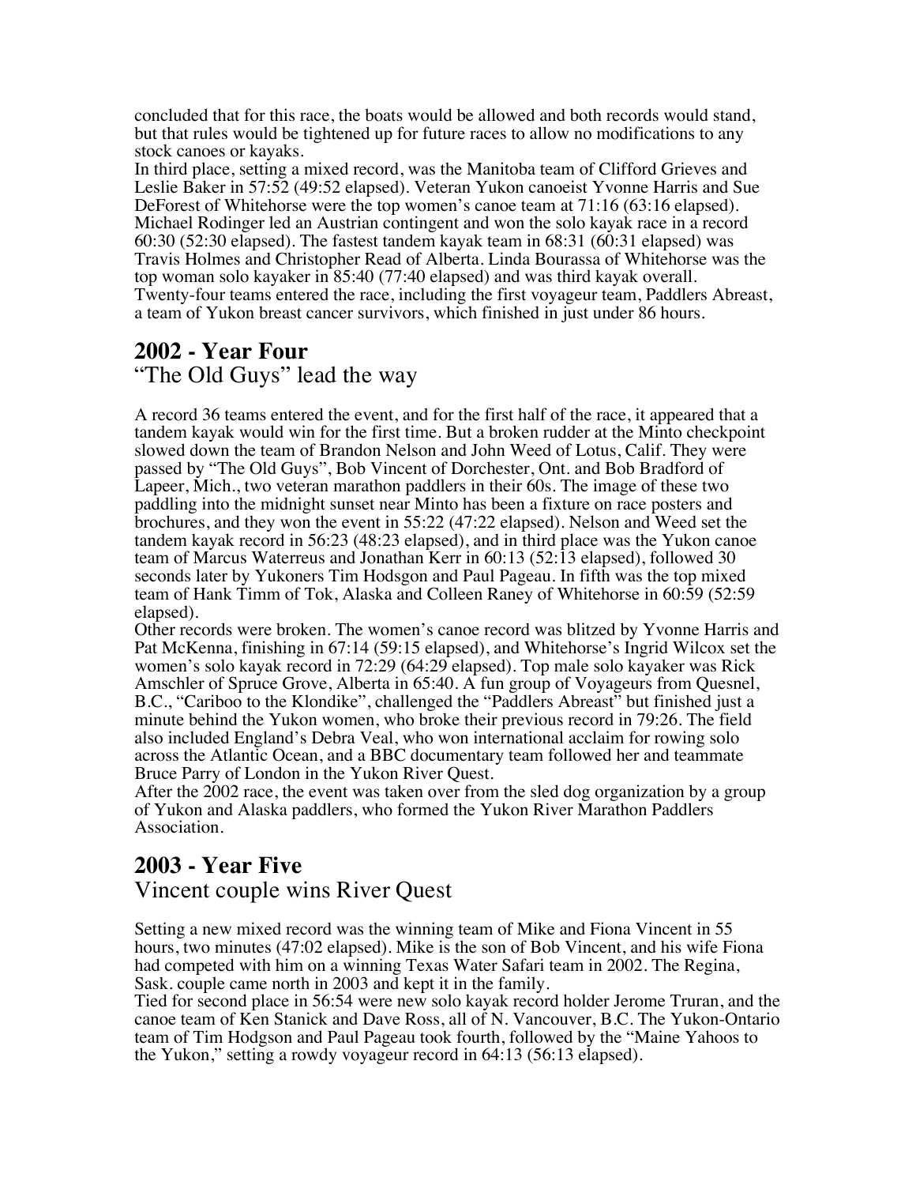concluded that for this race, the boats would be allowed and both records would stand, but that rules would be tightened up for future races to allow no modifications to any stock canoes or kayaks.

In third place, setting a mixed record, was the Manitoba team of Clifford Grieves and Leslie Baker in 57:52 (49:52 elapsed). Veteran Yukon canoeist Yvonne Harris and Sue DeForest of Whitehorse were the top women's canoe team at 71:16 (63:16 elapsed). Michael Rodinger led an Austrian contingent and won the solo kayak race in a record 60:30 (52:30 elapsed). The fastest tandem kayak team in 68:31 (60:31 elapsed) was Travis Holmes and Christopher Read of Alberta. Linda Bourassa of Whitehorse was the top woman solo kayaker in 85:40 (77:40 elapsed) and was third kayak overall. Twenty-four teams entered the race, including the first voyageur team, Paddlers Abreast, a team of Yukon breast cancer survivors, which finished in just under 86 hours.

## 2002 - Year Four

"The Old Guys" lead the way

A record 36 teams entered the event, and for the first half of the race, it appeared that a tandem kayak would win for the first time. But a broken rudder at the Minto checkpoint slowed down the team of Brandon Nelson and John Weed of Lotus, Calif. They were passed by "The Old Guys", Bob Vincent of Dorchester, Ont. and Bob Bradford of Lapeer, Mich., two veteran marathon paddlers in their 60s. The image of these two paddling into the midnight sunset near Minto has been a fixture on race posters and brochures, and they won the event in 55:22 (47:22 elapsed). Nelson and Weed set the tandem kayak record in 56:23 (48:23 elapsed), and in third place was the Yukon canoe team of Marcus Waterreus and Jonathan Kerr in 60:13 (52:13 elapsed), followed 30 seconds later by Yukoners Tim Hodsgon and Paul Pageau. In fifth was the top mixed team of Hank Timm of Tok, Alaska and Colleen Raney of Whitehorse in 60:59 (52:59 elapsed).

Other records were broken. The women's canoe record was blitzed by Yvonne Harris and Pat McKenna, finishing in 67:14 (59:15 elapsed), and Whitehorse's Ingrid Wilcox set the women's solo kayak record in 72:29 (64:29 elapsed). Top male solo kayaker was Rick Amschler of Spruce Grove, Alberta in 65:40. A fun group of Voyageurs from Quesnel, B.C., "Cariboo to the Klondike", challenged the "Paddlers Abreast" but finished just a minute behind the Yukon women, who broke their previous record in 79:26. The field also included England's Debra Veal, who won international acclaim for rowing solo across the Atlantic Ocean, and a BBC documentary team followed her and teammate Bruce Parry of London in the Yukon River Quest.

After the 2002 race, the event was taken over from the sled dog organization by a group of Yukon and Alaska paddlers, who formed the Yukon River Marathon Paddlers Association.

## 2003 - Year Five

Vincent couple wins River Quest

Setting a new mixed record was the winning team of Mike and Fiona Vincent in 55 hours, two minutes (47:02 elapsed). Mike is the son of Bob Vincent, and his wife Fiona had competed with him on a winning Texas Water Safari team in 2002. The Regina, Sask. couple came north in 2003 and kept it in the family.

Tied for second place in 56:54 were new solo kayak record holder Jerome Truran, and the canoe team of Ken Stanick and Dave Ross, all of N. Vancouver, B.C. The Yukon-Ontario team of Tim Hodgson and Paul Pageau took fourth, followed by the "Maine Yahoos to the Yukon," setting a rowdy voyageur record in 64:13 (56:13 elapsed).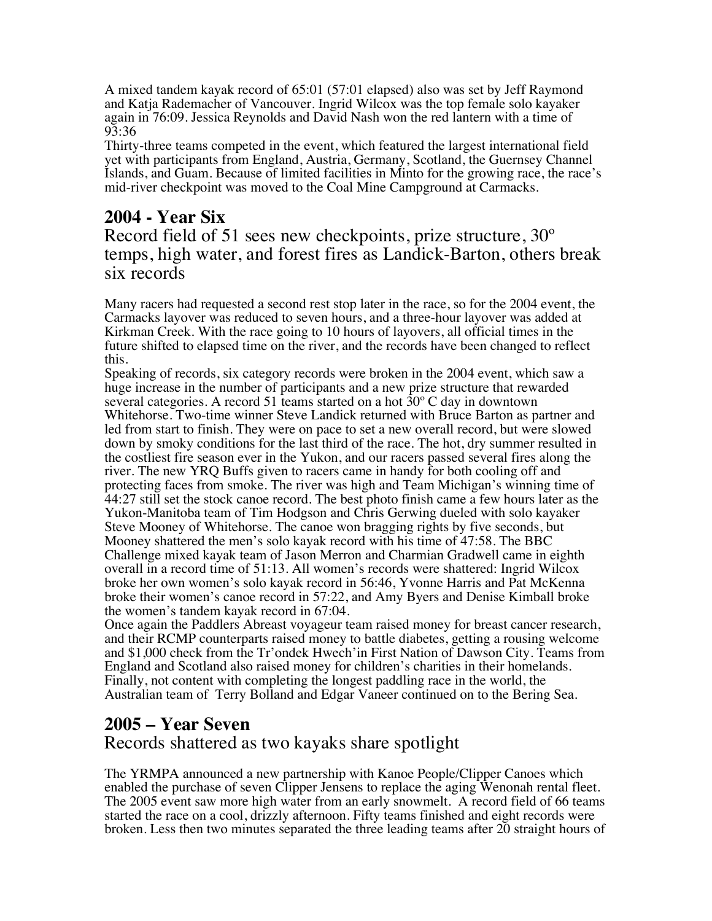A mixed tandem kayak record of 65:01 (57:01 elapsed) also was set by Jeff Raymond and Katja Rademacher of Vancouver. Ingrid Wilcox was the top female solo kayaker again in 76:09. Jessica Reynolds and David Nash won the red lantern with a time of 93:36

Thirty-three teams competed in the event, which featured the largest international field yet with participants from England, Austria, Germany, Scotland, the Guernsey Channel Islands, and Guam. Because of limited facilities in Minto for the growing race, the race's mid-river checkpoint was moved to the Coal Mine Campground at Carmacks.

## 2004 - Year Six

Record field of 51 sees new checkpoints, prize structure, 30º temps, high water, and forest fires as Landick-Barton, others break six records

Many racers had requested a second rest stop later in the race, so for the 2004 event, the Carmacks layover was reduced to seven hours, and a three-hour layover was added at Kirkman Creek. With the race going to 10 hours of layovers, all official times in the future shifted to elapsed time on the river, and the records have been changed to reflect this.

Speaking of records, six category records were broken in the 2004 event, which saw a huge increase in the number of participants and a new prize structure that rewarded several categories. A record 51 teams started on a hot 30º C day in downtown Whitehorse. Two-time winner Steve Landick returned with Bruce Barton as partner and led from start to finish. They were on pace to set a new overall record, but were slowed down by smoky conditions for the last third of the race. The hot, dry summer resulted in the costliest fire season ever in the Yukon, and our racers passed several fires along the river. The new YRQ Buffs given to racers came in handy for both cooling off and protecting faces from smoke. The river was high and Team Michigan's winning time of 44:27 still set the stock canoe record. The best photo finish came a few hours later as the Yukon-Manitoba team of Tim Hodgson and Chris Gerwing dueled with solo kayaker Steve Mooney of Whitehorse. The canoe won bragging rights by five seconds, but Mooney shattered the men's solo kayak record with his time of 47:58. The BBC Challenge mixed kayak team of Jason Merron and Charmian Gradwell came in eighth overall in a record time of 51:13. All women's records were shattered: Ingrid Wilcox broke her own women's solo kayak record in 56:46, Yvonne Harris and Pat McKenna broke their women's canoe record in 57:22, and Amy Byers and Denise Kimball broke the women's tandem kayak record in 67:04.

Once again the Paddlers Abreast voyageur team raised money for breast cancer research, and their RCMP counterparts raised money to battle diabetes, getting a rousing welcome and $1,000 check from the Tr'ondek Hwech'in First Nation of Dawson City. Teams from England and Scotland also raised money for children's charities in their homelands. Finally, not content with completing the longest paddling race in the world, the Australian team of Terry Bolland and Edgar Vaneer continued on to the Bering Sea.

## 2005 – Year Seven

Records shattered as two kayaks share spotlight

The YRMPA announced a new partnership with Kanoe People/Clipper Canoes which enabled the purchase of seven Clipper Jensens to replace the aging Wenonah rental fleet. The 2005 event saw more high water from an early snowmelt. A record field of 66 teams started the race on a cool, drizzly afternoon. Fifty teams finished and eight records were broken. Less then two minutes separated the three leading teams after 20 straight hours of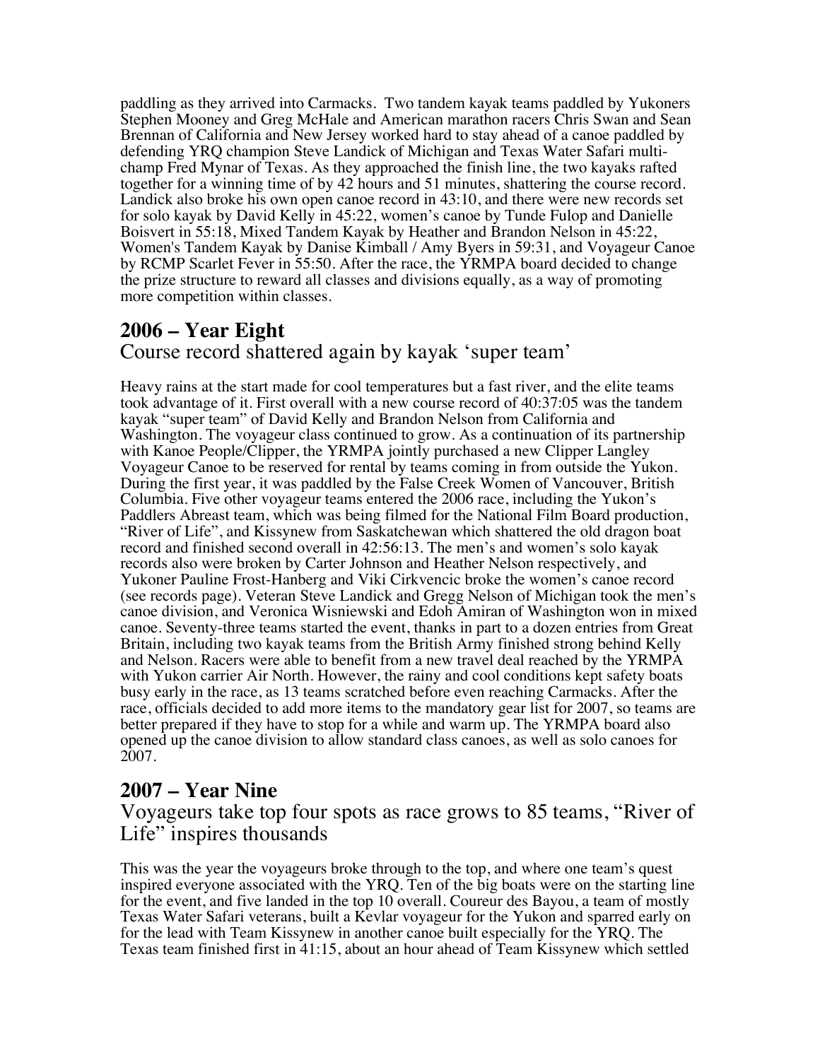paddling as they arrived into Carmacks. Two tandem kayak teams paddled by Yukoners Stephen Mooney and Greg McHale and American marathon racers Chris Swan and Sean Brennan of California and New Jersey worked hard to stay ahead of a canoe paddled by defending YRQ champion Steve Landick of Michigan and Texas Water Safari multi-champ Fred Mynar of Texas. As they approached the finish line, the two kayaks rafted together for a winning time of by 42 hours and 51 minutes, shattering the course record. Landick also broke his own open canoe record in 43:10, and there were new records set for solo kayak by David Kelly in 45:22, women's canoe by Tunde Fulop and Danielle Boisvert in 55:18, Mixed Tandem Kayak by Heather and Brandon Nelson in 45:22, Women's Tandem Kayak by Danise Kimball / Amy Byers in 59:31, and Voyageur Canoe by RCMP Scarlet Fever in 55:50. After the race, the YRMPA board decided to change the prize structure to reward all classes and divisions equally, as a way of promoting more competition within classes.

## 2006 – Year Eight

Course record shattered again by kayak 'super team'

Heavy rains at the start made for cool temperatures but a fast river, and the elite teams took advantage of it. First overall with a new course record of 40:37:05 was the tandem kayak "super team" of David Kelly and Brandon Nelson from California and Washington. The voyageur class continued to grow. As a continuation of its partnership with Kanoe People/Clipper, the YRMPA jointly purchased a new Clipper Langley Voyageur Canoe to be reserved for rental by teams coming in from outside the Yukon. During the first year, it was paddled by the False Creek Women of Vancouver, British Columbia. Five other voyageur teams entered the 2006 race, including the Yukon's Paddlers Abreast team, which was being filmed for the National Film Board production, "River of Life", and Kissynew from Saskatchewan which shattered the old dragon boat record and finished second overall in 42:56:13. The men's and women's solo kayak records also were broken by Carter Johnson and Heather Nelson respectively, and Yukoner Pauline Frost-Hanberg and Viki Cirkvencic broke the women's canoe record (see records page). Veteran Steve Landick and Gregg Nelson of Michigan took the men's canoe division, and Veronica Wisniewski and Edoh Amiran of Washington won in mixed canoe. Seventy-three teams started the event, thanks in part to a dozen entries from Great Britain, including two kayak teams from the British Army finished strong behind Kelly and Nelson. Racers were able to benefit from a new travel deal reached by the YRMPA with Yukon carrier Air North. However, the rainy and cool conditions kept safety boats busy early in the race, as 13 teams scratched before even reaching Carmacks. After the race, officials decided to add more items to the mandatory gear list for 2007, so teams are better prepared if they have to stop for a while and warm up. The YRMPA board also opened up the canoe division to allow standard class canoes, as well as solo canoes for 2007.

## 2007 – Year Nine

Voyageurs take top four spots as race grows to 85 teams, "River of Life" inspires thousands

This was the year the voyageurs broke through to the top, and where one team's quest inspired everyone associated with the YRQ. Ten of the big boats were on the starting line for the event, and five landed in the top 10 overall. Coureur des Bayou, a team of mostly Texas Water Safari veterans, built a Kevlar voyageur for the Yukon and sparred early on for the lead with Team Kissynew in another canoe built especially for the YRQ. The Texas team finished first in 41:15, about an hour ahead of Team Kissynew which settled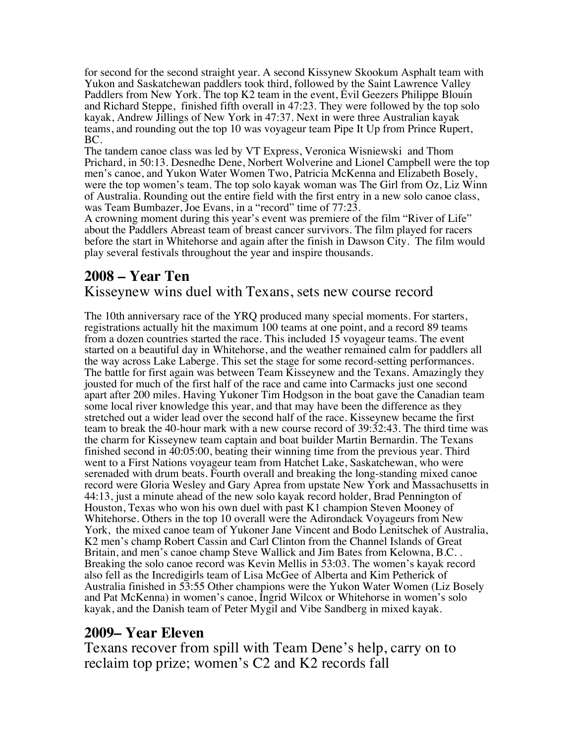for second for the second straight year. A second Kissynew Skookum Asphalt team with Yukon and Saskatchewan paddlers took third, followed by the Saint Lawrence Valley Paddlers from New York. The top K2 team in the event, Evil Geezers Philippe Blouin and Richard Steppe, finished fifth overall in 47:23. They were followed by the top solo kayak, Andrew Jillings of New York in 47:37. Next in were three Australian kayak teams, and rounding out the top 10 was voyageur team Pipe It Up from Prince Rupert, BC.

The tandem canoe class was led by VT Express, Veronica Wisniewski and Thom Prichard, in 50:13. Desnedhe Dene, Norbert Wolverine and Lionel Campbell were the top men's canoe, and Yukon Water Women Two, Patricia McKenna and Elizabeth Bosely, were the top women's team. The top solo kayak woman was The Girl from Oz, Liz Winn of Australia. Rounding out the entire field with the first entry in a new solo canoe class, was Team Bumbazer, Joe Evans, in a "record" time of 77:23.

A crowning moment during this year's event was premiere of the film "River of Life" about the Paddlers Abreast team of breast cancer survivors. The film played for racers before the start in Whitehorse and again after the finish in Dawson City. The film would play several festivals throughout the year and inspire thousands.

## 2008 – Year Ten

Kisseynew wins duel with Texans, sets new course record

The 10th anniversary race of the YRQ produced many special moments. For starters, registrations actually hit the maximum 100 teams at one point, and a record 89 teams from a dozen countries started the race. This included 15 voyageur teams. The event started on a beautiful day in Whitehorse, and the weather remained calm for paddlers all the way across Lake Laberge. This set the stage for some record-setting performances. The battle for first again was between Team Kisseynew and the Texans. Amazingly they jousted for much of the first half of the race and came into Carmacks just one second apart after 200 miles. Having Yukoner Tim Hodgson in the boat gave the Canadian team some local river knowledge this year, and that may have been the difference as they stretched out a wider lead over the second half of the race. Kisseynew became the first team to break the 40-hour mark with a new course record of 39:32:43. The third time was the charm for Kisseynew team captain and boat builder Martin Bernardin. The Texans finished second in 40:05:00, beating their winning time from the previous year. Third went to a First Nations voyageur team from Hatchet Lake, Saskatchewan, who were serenaded with drum beats. Fourth overall and breaking the long-standing mixed canoe record were Gloria Wesley and Gary Aprea from upstate New York and Massachusetts in 44:13, just a minute ahead of the new solo kayak record holder, Brad Pennington of Houston, Texas who won his own duel with past K1 champion Steven Mooney of Whitehorse. Others in the top 10 overall were the Adirondack Voyageurs from New York, the mixed canoe team of Yukoner Jane Vincent and Bodo Lenitschek of Australia, K2 men's champ Robert Cassin and Carl Clinton from the Channel Islands of Great Britain, and men's canoe champ Steve Wallick and Jim Bates from Kelowna, B.C. . Breaking the solo canoe record was Kevin Mellis in 53:03. The women's kayak record also fell as the Incredigirls team of Lisa McGee of Alberta and Kim Petherick of Australia finished in 53:55 Other champions were the Yukon Water Women (Liz Bosely and Pat McKenna) in women's canoe, Ingrid Wilcox or Whitehorse in women's solo kayak, and the Danish team of Peter Mygil and Vibe Sandberg in mixed kayak.

## 2009– Year Eleven

Texans recover from spill with Team Dene's help, carry on to reclaim top prize; women's C2 and K2 records fall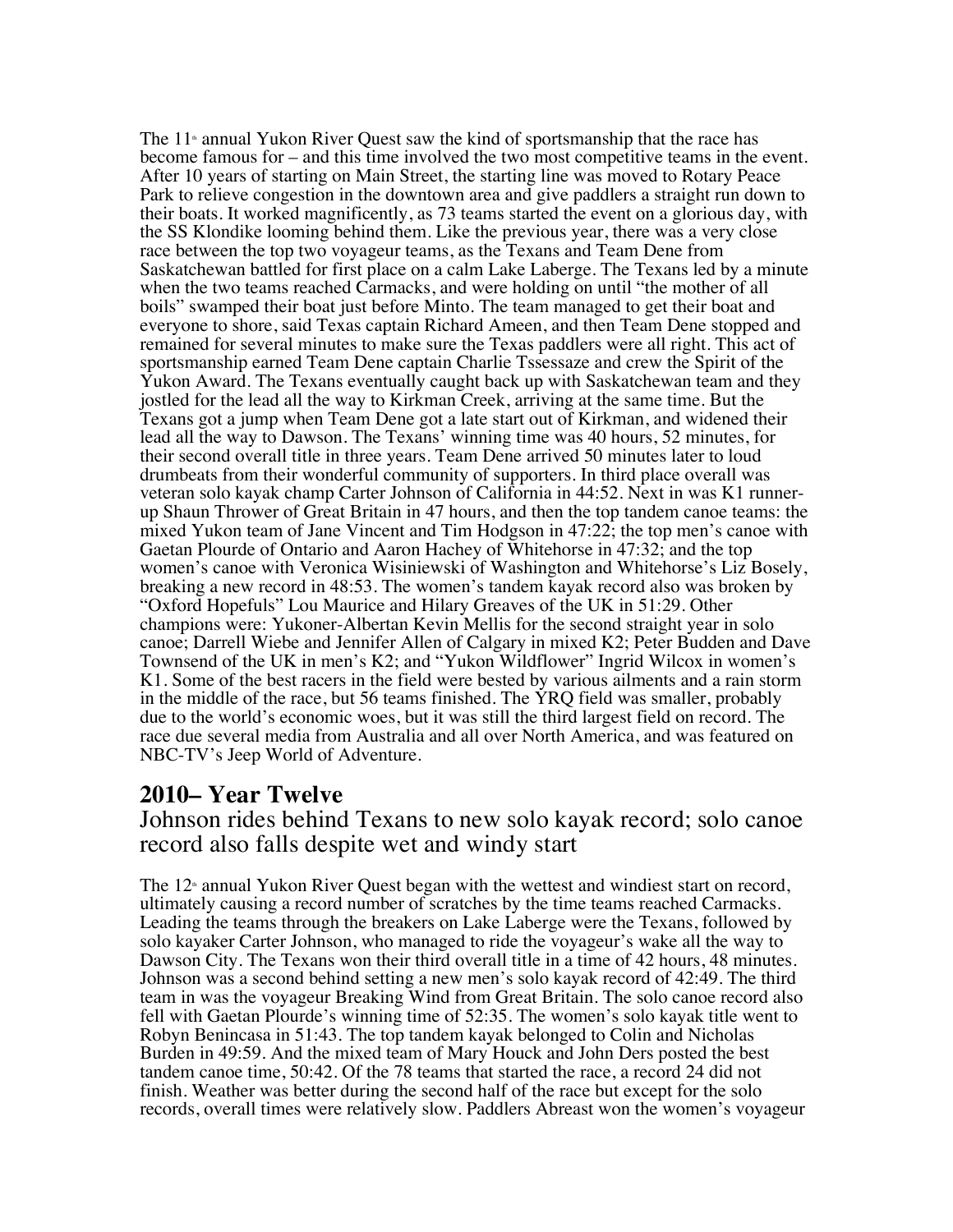The 11th annual Yukon River Quest saw the kind of sportsmanship that the race has become famous for – and this time involved the two most competitive teams in the event. After 10 years of starting on Main Street, the starting line was moved to Rotary Peace Park to relieve congestion in the downtown area and give paddlers a straight run down to their boats. It worked magnificently, as 73 teams started the event on a glorious day, with the SS Klondike looming behind them. Like the previous year, there was a very close race between the top two voyageur teams, as the Texans and Team Dene from Saskatchewan battled for first place on a calm Lake Laberge. The Texans led by a minute when the two teams reached Carmacks, and were holding on until "the mother of all boils" swamped their boat just before Minto. The team managed to get their boat and everyone to shore, said Texas captain Richard Ameen, and then Team Dene stopped and remained for several minutes to make sure the Texas paddlers were all right. This act of sportsmanship earned Team Dene captain Charlie Tssessaze and crew the Spirit of the Yukon Award. The Texans eventually caught back up with Saskatchewan team and they jostled for the lead all the way to Kirkman Creek, arriving at the same time. But the Texans got a jump when Team Dene got a late start out of Kirkman, and widened their lead all the way to Dawson. The Texans' winning time was 40 hours, 52 minutes, for their second overall title in three years. Team Dene arrived 50 minutes later to loud drumbeats from their wonderful community of supporters. In third place overall was veteran solo kayak champ Carter Johnson of California in 44:52. Next in was K1 runner-up Shaun Thrower of Great Britain in 47 hours, and then the top tandem canoe teams: the mixed Yukon team of Jane Vincent and Tim Hodgson in 47:22; the top men's canoe with Gaetan Plourde of Ontario and Aaron Hachey of Whitehorse in 47:32; and the top women's canoe with Veronica Wisiniewski of Washington and Whitehorse's Liz Bosely, breaking a new record in 48:53. The women's tandem kayak record also was broken by "Oxford Hopefuls" Lou Maurice and Hilary Greaves of the UK in 51:29. Other champions were: Yukoner-Albertan Kevin Mellis for the second straight year in solo canoe; Darrell Wiebe and Jennifer Allen of Calgary in mixed K2; Peter Budden and Dave Townsend of the UK in men's K2; and "Yukon Wildflower" Ingrid Wilcox in women's K1. Some of the best racers in the field were bested by various ailments and a rain storm in the middle of the race, but 56 teams finished. The YRQ field was smaller, probably due to the world's economic woes, but it was still the third largest field on record. The race due several media from Australia and all over North America, and was featured on NBC-TV's Jeep World of Adventure.

## 2010– Year Twelve

### Johnson rides behind Texans to new solo kayak record; solo canoe record also falls despite wet and windy start

The 12th annual Yukon River Quest began with the wettest and windiest start on record, ultimately causing a record number of scratches by the time teams reached Carmacks. Leading the teams through the breakers on Lake Laberge were the Texans, followed by solo kayaker Carter Johnson, who managed to ride the voyageur's wake all the way to Dawson City. The Texans won their third overall title in a time of 42 hours, 48 minutes. Johnson was a second behind setting a new men's solo kayak record of 42:49. The third team in was the voyageur Breaking Wind from Great Britain. The solo canoe record also fell with Gaetan Plourde's winning time of 52:35. The women's solo kayak title went to Robyn Benincasa in 51:43. The top tandem kayak belonged to Colin and Nicholas Burden in 49:59. And the mixed team of Mary Houck and John Ders posted the best tandem canoe time, 50:42. Of the 78 teams that started the race, a record 24 did not finish. Weather was better during the second half of the race but except for the solo records, overall times were relatively slow. Paddlers Abreast won the women's voyageur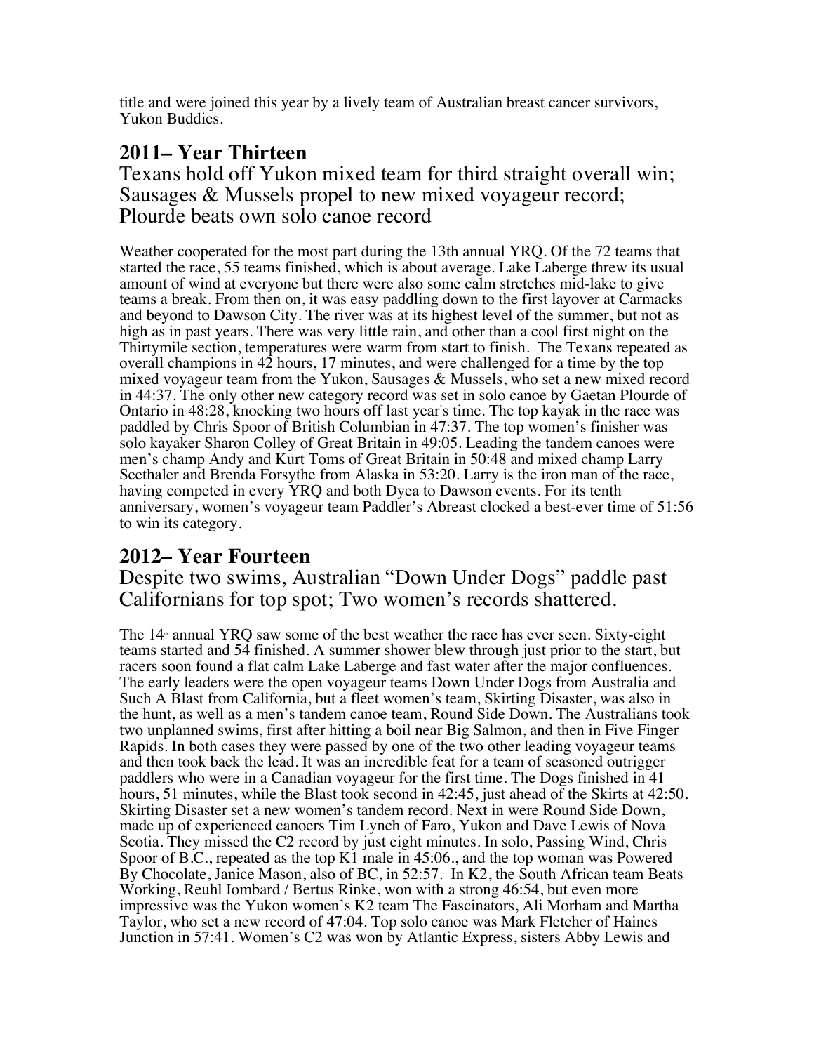title and were joined this year by a lively team of Australian breast cancer survivors, Yukon Buddies.

## 2011– Year Thirteen

### Texans hold off Yukon mixed team for third straight overall win; Sausages & Mussels propel to new mixed voyageur record; Plourde beats own solo canoe record

Weather cooperated for the most part during the 13th annual YRQ. Of the 72 teams that started the race, 55 teams finished, which is about average. Lake Laberge threw its usual amount of wind at everyone but there were also some calm stretches mid-lake to give teams a break. From then on, it was easy paddling down to the first layover at Carmacks and beyond to Dawson City. The river was at its highest level of the summer, but not as high as in past years. There was very little rain, and other than a cool first night on the Thirtymile section, temperatures were warm from start to finish. The Texans repeated as overall champions in 42 hours, 17 minutes, and were challenged for a time by the top mixed voyageur team from the Yukon, Sausages & Mussels, who set a new mixed record in 44:37. The only other new category record was set in solo canoe by Gaetan Plourde of Ontario in 48:28, knocking two hours off last year's time. The top kayak in the race was paddled by Chris Spoor of British Columbian in 47:37. The top women's finisher was solo kayaker Sharon Colley of Great Britain in 49:05. Leading the tandem canoes were men's champ Andy and Kurt Toms of Great Britain in 50:48 and mixed champ Larry Seethaler and Brenda Forsythe from Alaska in 53:20. Larry is the iron man of the race, having competed in every YRQ and both Dyea to Dawson events. For its tenth anniversary, women's voyageur team Paddler's Abreast clocked a best-ever time of 51:56 to win its category.

## 2012– Year Fourteen

### Despite two swims, Australian "Down Under Dogs" paddle past Californians for top spot; Two women's records shattered.

The 14th annual YRQ saw some of the best weather the race has ever seen. Sixty-eight teams started and 54 finished. A summer shower blew through just prior to the start, but racers soon found a flat calm Lake Laberge and fast water after the major confluences. The early leaders were the open voyageur teams Down Under Dogs from Australia and Such A Blast from California, but a fleet women's team, Skirting Disaster, was also in the hunt, as well as a men's tandem canoe team, Round Side Down. The Australians took two unplanned swims, first after hitting a boil near Big Salmon, and then in Five Finger Rapids. In both cases they were passed by one of the two other leading voyageur teams and then took back the lead. It was an incredible feat for a team of seasoned outrigger paddlers who were in a Canadian voyageur for the first time. The Dogs finished in 41 hours, 51 minutes, while the Blast took second in 42:45, just ahead of the Skirts at 42:50. Skirting Disaster set a new women's tandem record. Next in were Round Side Down, made up of experienced canoers Tim Lynch of Faro, Yukon and Dave Lewis of Nova Scotia. They missed the C2 record by just eight minutes. In solo, Passing Wind, Chris Spoor of B.C., repeated as the top K1 male in 45:06., and the top woman was Powered By Chocolate, Janice Mason, also of BC, in 52:57. In K2, the South African team Beats Working, Reuhl Iombard / Bertus Rinke, won with a strong 46:54, but even more impressive was the Yukon women's K2 team The Fascinators, Ali Morham and Martha Taylor, who set a new record of 47:04. Top solo canoe was Mark Fletcher of Haines Junction in 57:41. Women's C2 was won by Atlantic Express, sisters Abby Lewis and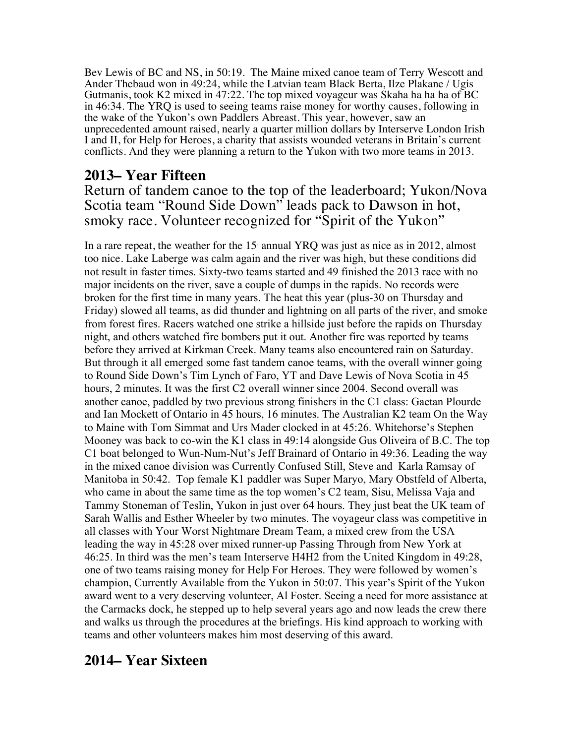Bev Lewis of BC and NS, in 50:19. The Maine mixed canoe team of Terry Wescott and Ander Thebaud won in 49:24, while the Latvian team Black Berta, Ilze Plakane / Ugis Gutmanis, took K2 mixed in 47:22. The top mixed voyageur was Skaha ha ha ha of BC in 46:34. The YRQ is used to seeing teams raise money for worthy causes, following in the wake of the Yukon's own Paddlers Abreast. This year, however, saw an unprecedented amount raised, nearly a quarter million dollars by Interserve London Irish I and II, for Help for Heroes, a charity that assists wounded veterans in Britain's current conflicts. And they were planning a return to the Yukon with two more teams in 2013.

## 2013– Year Fifteen

Return of tandem canoe to the top of the leaderboard; Yukon/Nova Scotia team "Round Side Down" leads pack to Dawson in hot, smoky race. Volunteer recognized for "Spirit of the Yukon"

In a rare repeat, the weather for the 15th annual YRQ was just as nice as in 2012, almost too nice. Lake Laberge was calm again and the river was high, but these conditions did not result in faster times. Sixty-two teams started and 49 finished the 2013 race with no major incidents on the river, save a couple of dumps in the rapids. No records were broken for the first time in many years. The heat this year (plus-30 on Thursday and Friday) slowed all teams, as did thunder and lightning on all parts of the river, and smoke from forest fires. Racers watched one strike a hillside just before the rapids on Thursday night, and others watched fire bombers put it out. Another fire was reported by teams before they arrived at Kirkman Creek. Many teams also encountered rain on Saturday. But through it all emerged some fast tandem canoe teams, with the overall winner going to Round Side Down's Tim Lynch of Faro, YT and Dave Lewis of Nova Scotia in 45 hours, 2 minutes. It was the first C2 overall winner since 2004. Second overall was another canoe, paddled by two previous strong finishers in the C1 class: Gaetan Plourde and Ian Mockett of Ontario in 45 hours, 16 minutes. The Australian K2 team On the Way to Maine with Tom Simmat and Urs Mader clocked in at 45:26. Whitehorse's Stephen Mooney was back to co-win the K1 class in 49:14 alongside Gus Oliveira of B.C. The top C1 boat belonged to Wun-Num-Nut's Jeff Brainard of Ontario in 49:36. Leading the way in the mixed canoe division was Currently Confused Still, Steve and Karla Ramsay of Manitoba in 50:42. Top female K1 paddler was Super Maryo, Mary Obstfeld of Alberta, who came in about the same time as the top women's C2 team, Sisu, Melissa Vaja and Tammy Stoneman of Teslin, Yukon in just over 64 hours. They just beat the UK team of Sarah Wallis and Esther Wheeler by two minutes. The voyageur class was competitive in all classes with Your Worst Nightmare Dream Team, a mixed crew from the USA leading the way in 45:28 over mixed runner-up Passing Through from New York at 46:25. In third was the men's team Interserve H4H2 from the United Kingdom in 49:28, one of two teams raising money for Help For Heroes. They were followed by women's champion, Currently Available from the Yukon in 50:07. This year's Spirit of the Yukon award went to a very deserving volunteer, Al Foster. Seeing a need for more assistance at the Carmacks dock, he stepped up to help several years ago and now leads the crew there and walks us through the procedures at the briefings. His kind approach to working with teams and other volunteers makes him most deserving of this award.

## 2014– Year Sixteen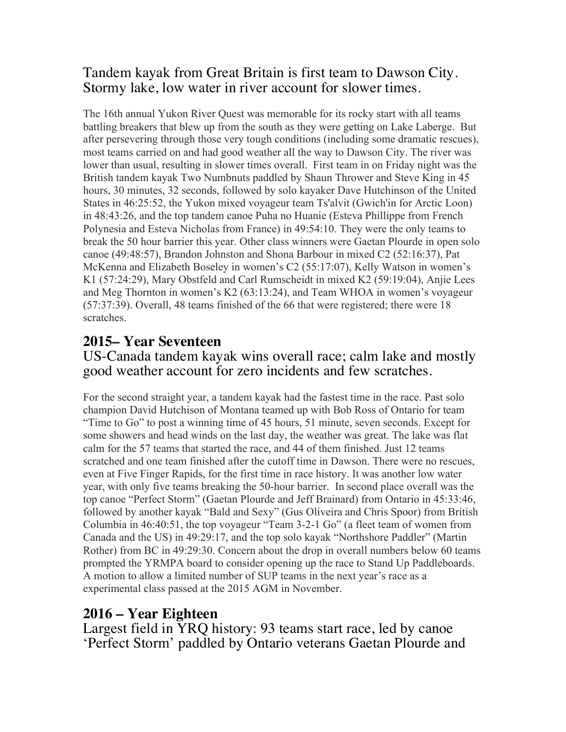Tandem kayak from Great Britain is first team to Dawson City. Stormy lake, low water in river account for slower times.

The 16th annual Yukon River Quest was memorable for its rocky start with all teams battling breakers that blew up from the south as they were getting on Lake Laberge. But after persevering through those very tough conditions (including some dramatic rescues), most teams carried on and had good weather all the way to Dawson City. The river was lower than usual, resulting in slower times overall. First team in on Friday night was the British tandem kayak Two Numbnuts paddled by Shaun Thrower and Steve King in 45 hours, 30 minutes, 32 seconds, followed by solo kayaker Dave Hutchinson of the United States in 46:25:52, the Yukon mixed voyageur team Ts'alvit (Gwich'in for Arctic Loon) in 48:43:26, and the top tandem canoe Puha no Huanie (Esteva Phillippe from French Polynesia and Esteva Nicholas from France) in 49:54:10. They were the only teams to break the 50 hour barrier this year. Other class winners were Gaetan Plourde in open solo canoe (49:48:57), Brandon Johnston and Shona Barbour in mixed C2 (52:16:37), Pat McKenna and Elizabeth Boseley in women's C2 (55:17:07), Kelly Watson in women's K1 (57:24:29), Mary Obstfeld and Carl Rumscheidt in mixed K2 (59:19:04), Anjie Lees and Meg Thornton in women's K2 (63:13:24), and Team WHOA in women's voyageur (57:37:39). Overall, 48 teams finished of the 66 that were registered; there were 18 scratches.

## 2015– Year Seventeen

US-Canada tandem kayak wins overall race; calm lake and mostly good weather account for zero incidents and few scratches.

For the second straight year, a tandem kayak had the fastest time in the race. Past solo champion David Hutchison of Montana teamed up with Bob Ross of Ontario for team "Time to Go" to post a winning time of 45 hours, 51 minute, seven seconds. Except for some showers and head winds on the last day, the weather was great. The lake was flat calm for the 57 teams that started the race, and 44 of them finished. Just 12 teams scratched and one team finished after the cutoff time in Dawson. There were no rescues, even at Five Finger Rapids, for the first time in race history. It was another low water year, with only five teams breaking the 50-hour barrier. In second place overall was the top canoe "Perfect Storm" (Gaetan Plourde and Jeff Brainard) from Ontario in 45:33:46, followed by another kayak "Bald and Sexy" (Gus Oliveira and Chris Spoor) from British Columbia in 46:40:51, the top voyageur "Team 3-2-1 Go" (a fleet team of women from Canada and the US) in 49:29:17, and the top solo kayak "Northshore Paddler" (Martin Rother) from BC in 49:29:30. Concern about the drop in overall numbers below 60 teams prompted the YRMPA board to consider opening up the race to Stand Up Paddleboards. A motion to allow a limited number of SUP teams in the next year's race as a experimental class passed at the 2015 AGM in November.

## 2016 – Year Eighteen

Largest field in YRQ history: 93 teams start race, led by canoe 'Perfect Storm' paddled by Ontario veterans Gaetan Plourde and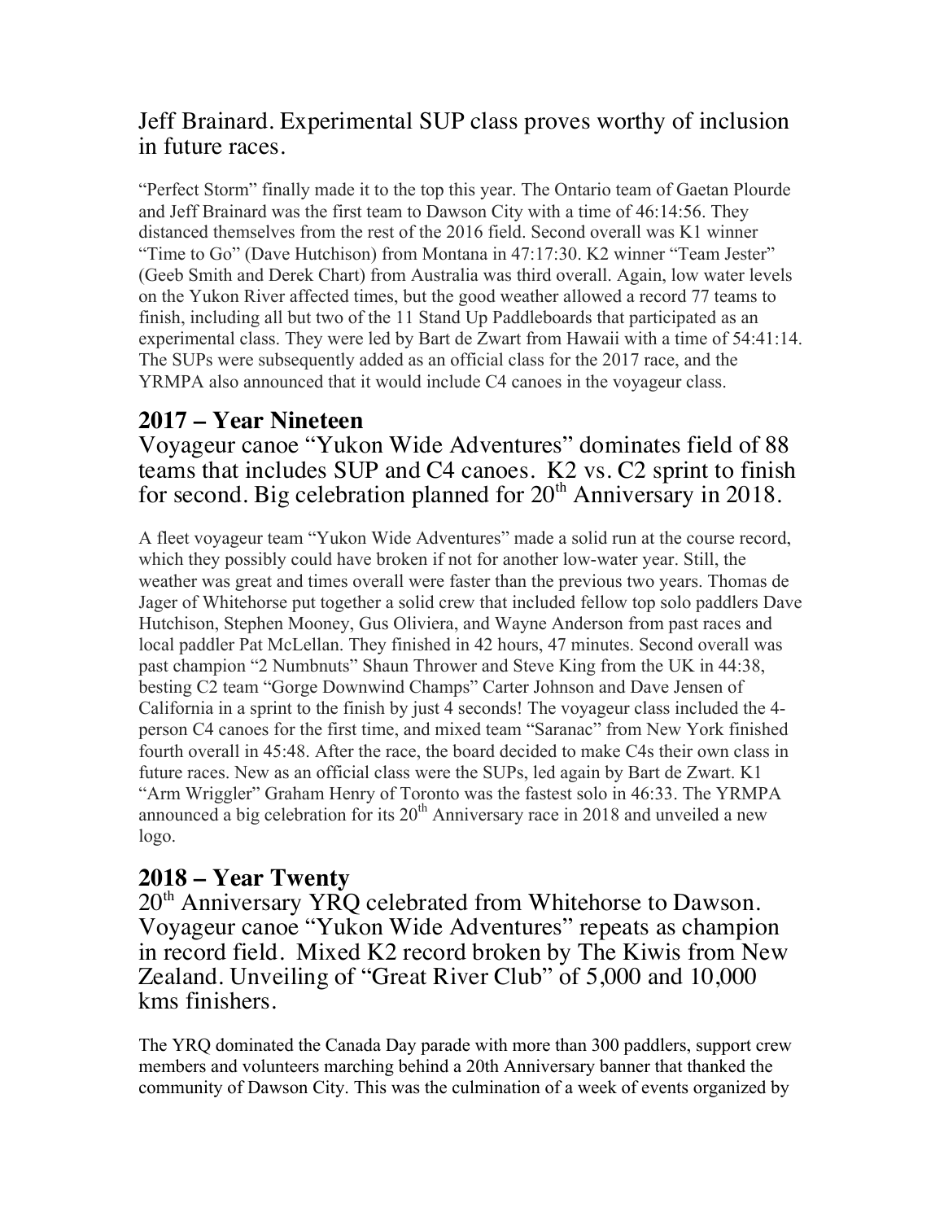Jeff Brainard. Experimental SUP class proves worthy of inclusion in future races.

"Perfect Storm" finally made it to the top this year. The Ontario team of Gaetan Plourde and Jeff Brainard was the first team to Dawson City with a time of 46:14:56. They distanced themselves from the rest of the 2016 field. Second overall was K1 winner "Time to Go" (Dave Hutchison) from Montana in 47:17:30. K2 winner "Team Jester" (Geeb Smith and Derek Chart) from Australia was third overall. Again, low water levels on the Yukon River affected times, but the good weather allowed a record 77 teams to finish, including all but two of the 11 Stand Up Paddleboards that participated as an experimental class. They were led by Bart de Zwart from Hawaii with a time of 54:41:14. The SUPs were subsequently added as an official class for the 2017 race, and the YRMPA also announced that it would include C4 canoes in the voyageur class.

## 2017 – Year Nineteen

Voyageur canoe "Yukon Wide Adventures" dominates field of 88 teams that includes SUP and C4 canoes. K2 vs. C2 sprint to finish for second. Big celebration planned for 20th Anniversary in 2018.

A fleet voyageur team "Yukon Wide Adventures" made a solid run at the course record, which they possibly could have broken if not for another low-water year. Still, the weather was great and times overall were faster than the previous two years. Thomas de Jager of Whitehorse put together a solid crew that included fellow top solo paddlers Dave Hutchison, Stephen Mooney, Gus Oliviera, and Wayne Anderson from past races and local paddler Pat McLellan. They finished in 42 hours, 47 minutes. Second overall was past champion "2 Numbnuts" Shaun Thrower and Steve King from the UK in 44:38, besting C2 team "Gorge Downwind Champs" Carter Johnson and Dave Jensen of California in a sprint to the finish by just 4 seconds! The voyageur class included the 4-person C4 canoes for the first time, and mixed team "Saranac" from New York finished fourth overall in 45:48. After the race, the board decided to make C4s their own class in future races. New as an official class were the SUPs, led again by Bart de Zwart. K1 "Arm Wriggler" Graham Henry of Toronto was the fastest solo in 46:33. The YRMPA announced a big celebration for its 20th Anniversary race in 2018 and unveiled a new logo.

## 2018 – Year Twenty

20th Anniversary YRQ celebrated from Whitehorse to Dawson. Voyageur canoe "Yukon Wide Adventures" repeats as champion in record field. Mixed K2 record broken by The Kiwis from New Zealand. Unveiling of "Great River Club" of 5,000 and 10,000 kms finishers.

The YRQ dominated the Canada Day parade with more than 300 paddlers, support crew members and volunteers marching behind a 20th Anniversary banner that thanked the community of Dawson City. This was the culmination of a week of events organized by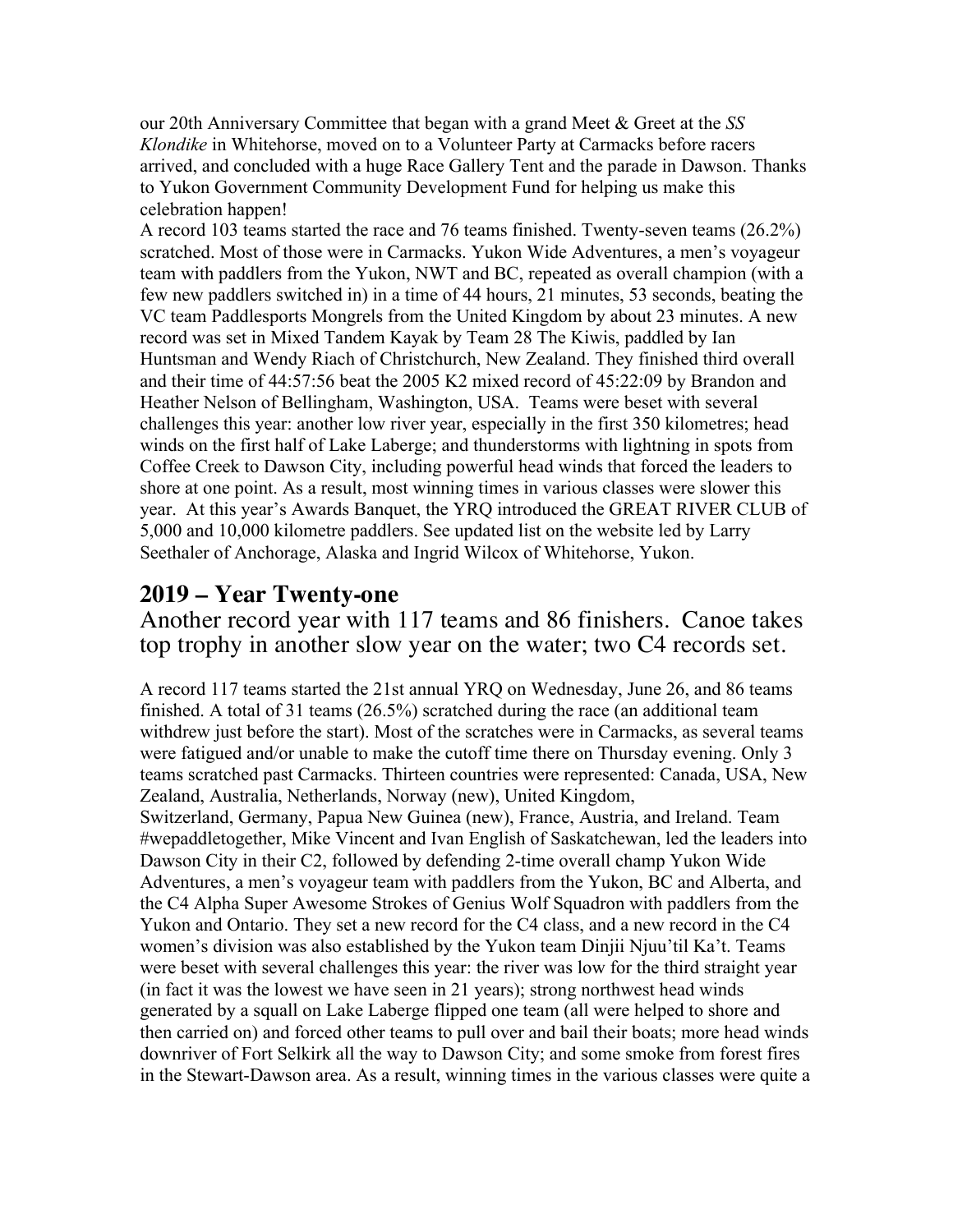our 20th Anniversary Committee that began with a grand Meet & Greet at the *SS Klondike* in Whitehorse, moved on to a Volunteer Party at Carmacks before racers arrived, and concluded with a huge Race Gallery Tent and the parade in Dawson. Thanks to Yukon Government Community Development Fund for helping us make this celebration happen!

A record 103 teams started the race and 76 teams finished. Twenty-seven teams (26.2%) scratched. Most of those were in Carmacks. Yukon Wide Adventures, a men's voyageur team with paddlers from the Yukon, NWT and BC, repeated as overall champion (with a few new paddlers switched in) in a time of 44 hours, 21 minutes, 53 seconds, beating the VC team Paddlesports Mongrels from the United Kingdom by about 23 minutes. A new record was set in Mixed Tandem Kayak by Team 28 The Kiwis, paddled by Ian Huntsman and Wendy Riach of Christchurch, New Zealand. They finished third overall and their time of 44:57:56 beat the 2005 K2 mixed record of 45:22:09 by Brandon and Heather Nelson of Bellingham, Washington, USA. Teams were beset with several challenges this year: another low river year, especially in the first 350 kilometres; head winds on the first half of Lake Laberge; and thunderstorms with lightning in spots from Coffee Creek to Dawson City, including powerful head winds that forced the leaders to shore at one point. As a result, most winning times in various classes were slower this year. At this year's Awards Banquet, the YRQ introduced the GREAT RIVER CLUB of 5,000 and 10,000 kilometre paddlers. See updated list on the website led by Larry Seethaler of Anchorage, Alaska and Ingrid Wilcox of Whitehorse, Yukon.

## 2019 – Year Twenty-one

### Another record year with 117 teams and 86 finishers. Canoe takes top trophy in another slow year on the water; two C4 records set.

A record 117 teams started the 21st annual YRQ on Wednesday, June 26, and 86 teams finished. A total of 31 teams (26.5%) scratched during the race (an additional team withdrew just before the start). Most of the scratches were in Carmacks, as several teams were fatigued and/or unable to make the cutoff time there on Thursday evening. Only 3 teams scratched past Carmacks. Thirteen countries were represented: Canada, USA, New Zealand, Australia, Netherlands, Norway (new), United Kingdom, Switzerland, Germany, Papua New Guinea (new), France, Austria, and Ireland. Team #wepaddletogether, Mike Vincent and Ivan English of Saskatchewan, led the leaders into Dawson City in their C2, followed by defending 2-time overall champ Yukon Wide Adventures, a men's voyageur team with paddlers from the Yukon, BC and Alberta, and the C4 Alpha Super Awesome Strokes of Genius Wolf Squadron with paddlers from the Yukon and Ontario. They set a new record for the C4 class, and a new record in the C4 women's division was also established by the Yukon team Dinjii Njuu'til Ka't. Teams were beset with several challenges this year: the river was low for the third straight year (in fact it was the lowest we have seen in 21 years); strong northwest head winds generated by a squall on Lake Laberge flipped one team (all were helped to shore and then carried on) and forced other teams to pull over and bail their boats; more head winds downriver of Fort Selkirk all the way to Dawson City; and some smoke from forest fires in the Stewart-Dawson area. As a result, winning times in the various classes were quite a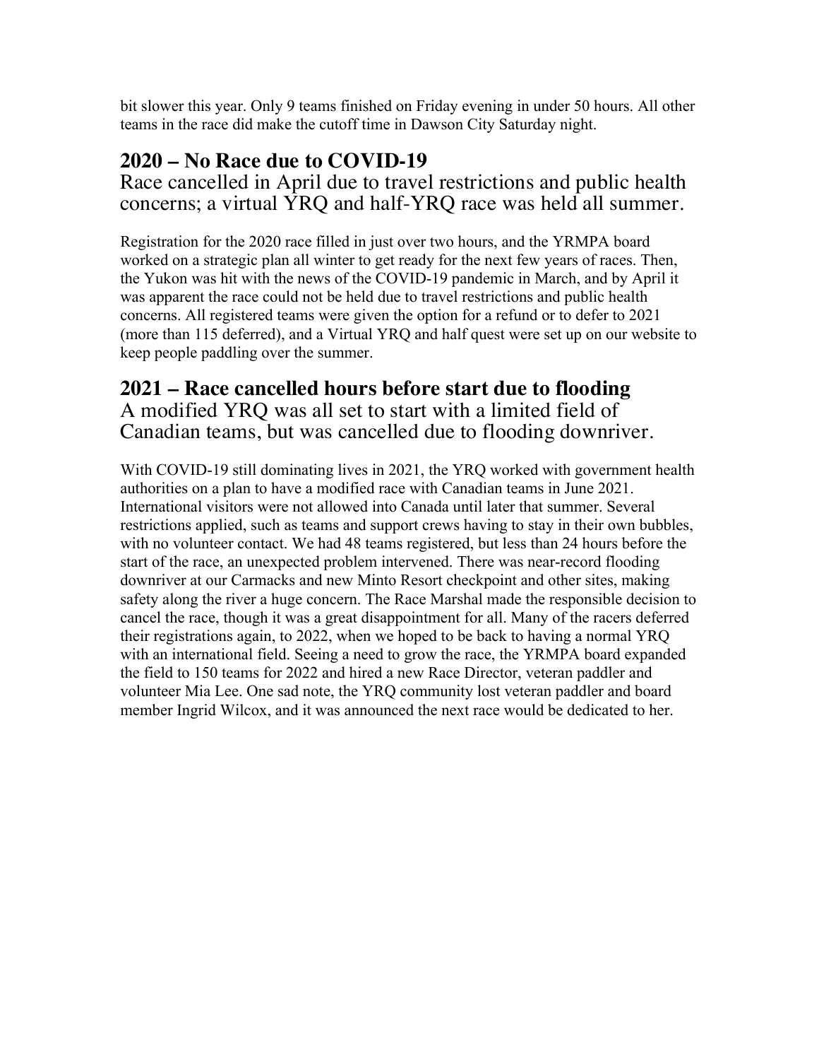bit slower this year. Only 9 teams finished on Friday evening in under 50 hours. All other teams in the race did make the cutoff time in Dawson City Saturday night.

## 2020 – No Race due to COVID-19

### Race cancelled in April due to travel restrictions and public health concerns; a virtual YRQ and half-YRQ race was held all summer.

Registration for the 2020 race filled in just over two hours, and the YRMPA board worked on a strategic plan all winter to get ready for the next few years of races. Then, the Yukon was hit with the news of the COVID-19 pandemic in March, and by April it was apparent the race could not be held due to travel restrictions and public health concerns. All registered teams were given the option for a refund or to defer to 2021 (more than 115 deferred), and a Virtual YRQ and half quest were set up on our website to keep people paddling over the summer.

## 2021 – Race cancelled hours before start due to flooding

### A modified YRQ was all set to start with a limited field of Canadian teams, but was cancelled due to flooding downriver.

With COVID-19 still dominating lives in 2021, the YRQ worked with government health authorities on a plan to have a modified race with Canadian teams in June 2021. International visitors were not allowed into Canada until later that summer. Several restrictions applied, such as teams and support crews having to stay in their own bubbles, with no volunteer contact. We had 48 teams registered, but less than 24 hours before the start of the race, an unexpected problem intervened. There was near-record flooding downriver at our Carmacks and new Minto Resort checkpoint and other sites, making safety along the river a huge concern. The Race Marshal made the responsible decision to cancel the race, though it was a great disappointment for all. Many of the racers deferred their registrations again, to 2022, when we hoped to be back to having a normal YRQ with an international field. Seeing a need to grow the race, the YRMPA board expanded the field to 150 teams for 2022 and hired a new Race Director, veteran paddler and volunteer Mia Lee. One sad note, the YRQ community lost veteran paddler and board member Ingrid Wilcox, and it was announced the next race would be dedicated to her.